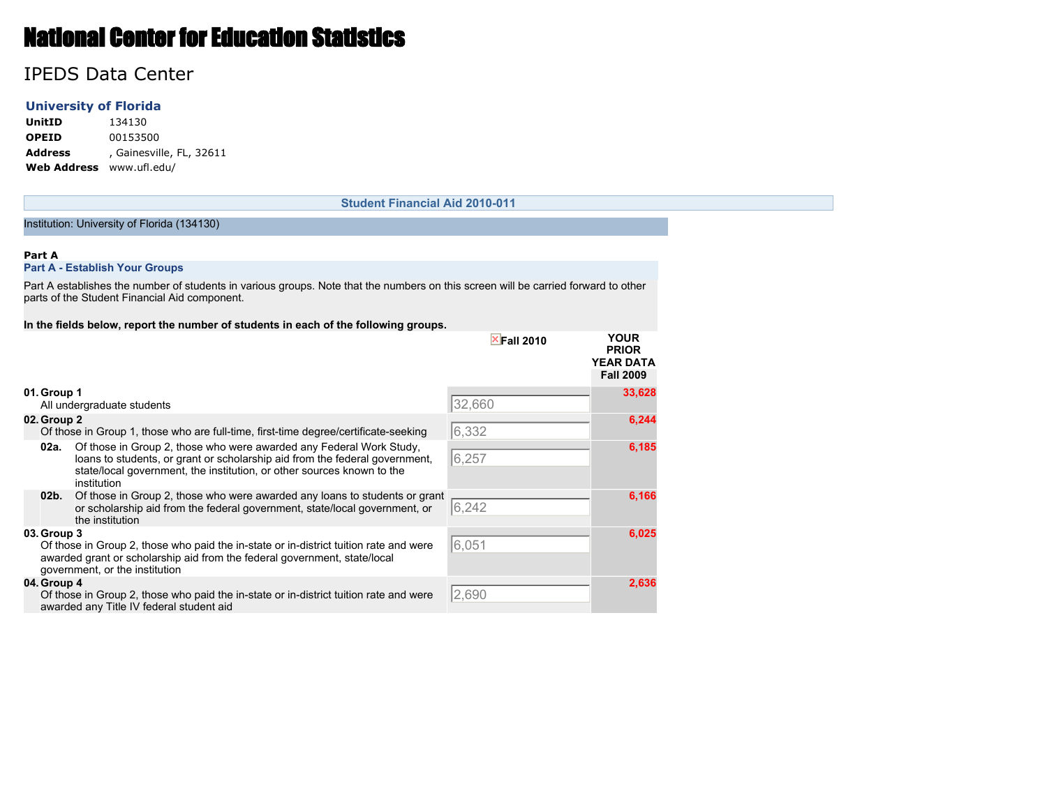# National Center for Education Statistics

## IPEDS Data Center

### University of Florida

| | |
|---|---|
| **UnitID** | 134130 |
| **OPEID** | 00153500 |
| **Address** | , Gainesville, FL, 32611 |
| **Web Address** | www.ufl.edu/ |

**Student Financial Aid 2010-011**

Institution: University of Florida (134130)

**Part A**

**Part A - Establish Your Groups**

Part A establishes the number of students in various groups. Note that the numbers on this screen will be carried forward to other parts of the Student Financial Aid component.

**In the fields below, report the number of students in each of the following groups.**

| | Fall 2010 | YOUR PRIOR YEAR DATA Fall 2009 |
|---|---|---|
| **01. Group 1** All undergraduate students | 32,660 | 33,628 |
| **02. Group 2** Of those in Group 1, those who are full-time, first-time degree/certificate-seeking | 6,332 | 6,244 |
| **02a.** Of those in Group 2, those who were awarded any Federal Work Study, loans to students, or grant or scholarship aid from the federal government, state/local government, the institution, or other sources known to the institution | 6,257 | 6,185 |
| **02b.** Of those in Group 2, those who were awarded any loans to students or grant or scholarship aid from the federal government, state/local government, or the institution | 6,242 | 6,166 |
| **03. Group 3** Of those in Group 2, those who paid the in-state or in-district tuition rate and were awarded grant or scholarship aid from the federal government, state/local government, or the institution | 6,051 | 6,025 |
| **04. Group 4** Of those in Group 2, those who paid the in-state or in-district tuition rate and were awarded any Title IV federal student aid | 2,690 | 2,636 |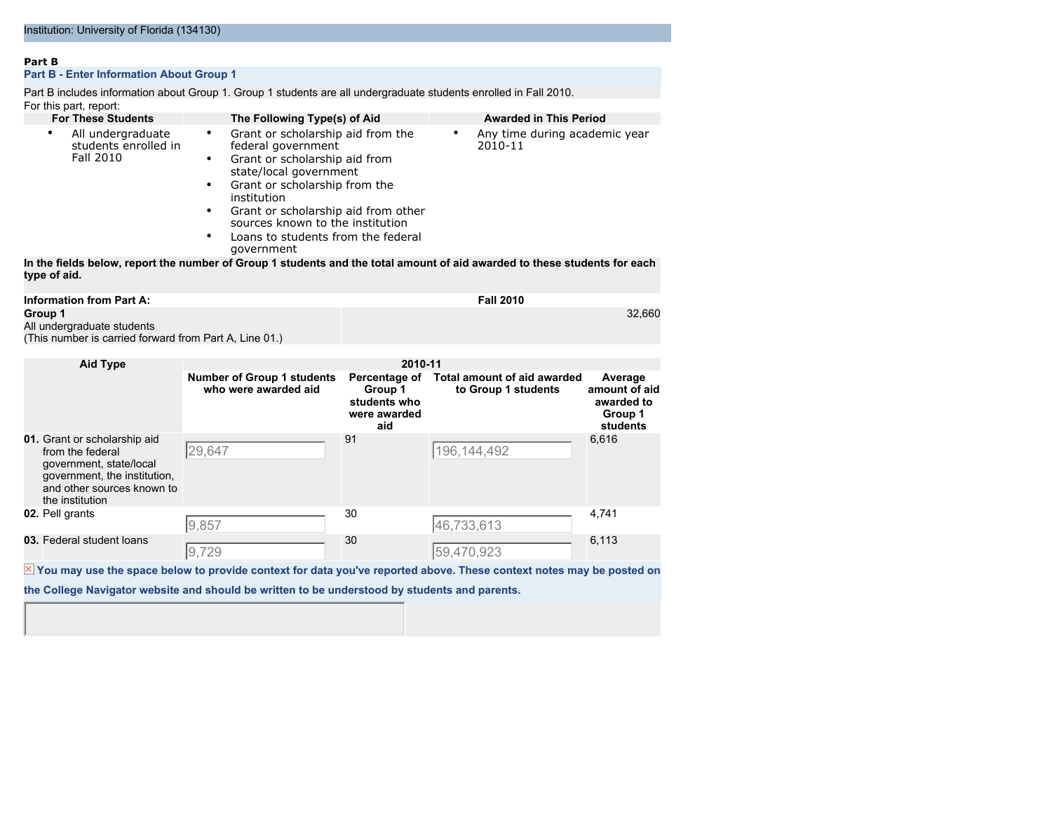Institution: University of Florida (134130)

**Part B**

## Part B - Enter Information About Group 1

Part B includes information about Group 1. Group 1 students are all undergraduate students enrolled in Fall 2010.

For this part, report:

| For These Students | The Following Type(s) of Aid | Awarded in This Period |
|---|---|---|
| • All undergraduate students enrolled in Fall 2010 | • Grant or scholarship aid from the federal government<br>• Grant or scholarship aid from state/local government<br>• Grant or scholarship from the institution<br>• Grant or scholarship aid from other sources known to the institution<br>• Loans to students from the federal government | • Any time during academic year 2010-11 |

**In the fields below, report the number of Group 1 students and the total amount of aid awarded to these students for each type of aid.**

| Information from Part A: | Fall 2010 |
|---|---|
| **Group 1**<br>All undergraduate students<br>(This number is carried forward from Part A, Line 01.) | 32,660 |

| Aid Type | 2010-11 | | | |
|---|---|---|---|---|
| | Number of Group 1 students who were awarded aid | Percentage of Group 1 students who were awarded aid | Total amount of aid awarded to Group 1 students | Average amount of aid awarded to Group 1 students |
| **01.** Grant or scholarship aid from the federal government, state/local government, the institution, and other sources known to the institution | 29,647 | 91 | 196,144,492 | 6,616 |
| **02.** Pell grants | 9,857 | 30 | 46,733,613 | 4,741 |
| **03.** Federal student loans | 9,729 | 30 | 59,470,923 | 6,113 |

**You may use the space below to provide context for data you've reported above. These context notes may be posted on the College Navigator website and should be written to be understood by students and parents.**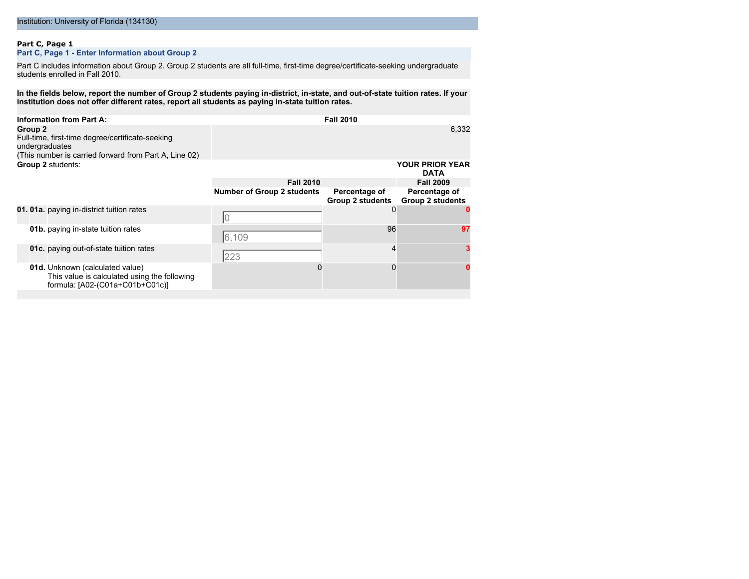Institution: University of Florida (134130)

**Part C, Page 1**

### Part C, Page 1 - Enter Information about Group 2

Part C includes information about Group 2. Group 2 students are all full-time, first-time degree/certificate-seeking undergraduate students enrolled in Fall 2010.

**In the fields below, report the number of Group 2 students paying in-district, in-state, and out-of-state tuition rates. If your institution does not offer different rates, report all students as paying in-state tuition rates.**

| **Information from Part A:** | **Fall 2010** |
|---|---|
| **Group 2** Full-time, first-time degree/certificate-seeking undergraduates (This number is carried forward from Part A, Line 02) | 6,332 |

| **Group 2** students: | **Fall 2010** | | **YOUR PRIOR YEAR DATA** **Fall 2009** |
|---|---|---|---|
| | **Number of Group 2 students** | **Percentage of Group 2 students** | **Percentage of Group 2 students** |
| **01. 01a.** paying in-district tuition rates | 0 | 0 | 0 |
| **01b.** paying in-state tuition rates | 6,109 | 96 | 97 |
| **01c.** paying out-of-state tuition rates | 223 | 4 | 3 |
| **01d.** Unknown (calculated value) This value is calculated using the following formula: [A02-(C01a+C01b+C01c)] | 0 | 0 | 0 |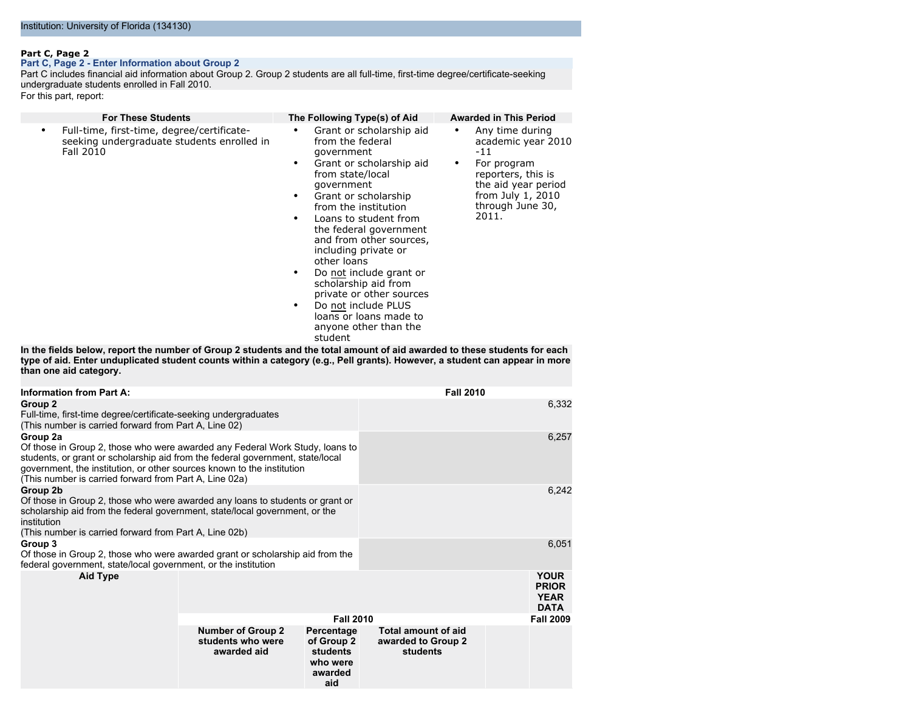Institution: University of Florida (134130)

### Part C, Page 2

**Part C, Page 2 - Enter Information about Group 2**

Part C includes financial aid information about Group 2. Group 2 students are all full-time, first-time degree/certificate-seeking undergraduate students enrolled in Fall 2010.

For this part, report:

| For These Students | The Following Type(s) of Aid | Awarded in This Period |
|---|---|---|
| • Full-time, first-time, degree/certificate-seeking undergraduate students enrolled in Fall 2010 | • Grant or scholarship aid from the federal government<br>• Grant or scholarship aid from state/local government<br>• Grant or scholarship from the institution<br>• Loans to student from the federal government and from other sources, including private or other loans<br>• Do not include grant or scholarship aid from private or other sources<br>• Do not include PLUS loans or loans made to anyone other than the student | • Any time during academic year 2010-11<br>• For program reporters, this is the aid year period from July 1, 2010 through June 30, 2011. |

**In the fields below, report the number of Group 2 students and the total amount of aid awarded to these students for each type of aid. Enter unduplicated student counts within a category (e.g., Pell grants). However, a student can appear in more than one aid category.**

| Information from Part A: | Fall 2010 |
|---|---|
| **Group 2**<br>Full-time, first-time degree/certificate-seeking undergraduates<br>(This number is carried forward from Part A, Line 02) | 6,332 |
| **Group 2a**<br>Of those in Group 2, those who were awarded any Federal Work Study, loans to students, or grant or scholarship aid from the federal government, state/local government, the institution, or other sources known to the institution<br>(This number is carried forward from Part A, Line 02a) | 6,257 |
| **Group 2b**<br>Of those in Group 2, those who were awarded any loans to students or grant or scholarship aid from the federal government, state/local government, or the institution<br>(This number is carried forward from Part A, Line 02b) | 6,242 |
| **Group 3**<br>Of those in Group 2, those who were awarded grant or scholarship aid from the federal government, state/local government, or the institution | 6,051 |

| Aid Type | Fall 2010 | | | | YOUR PRIOR YEAR DATA Fall 2009 |
|---|---|---|---|---|---|
| | Number of Group 2 students who were awarded aid | Percentage of Group 2 students who were awarded aid | Total amount of aid awarded to Group 2 students | | |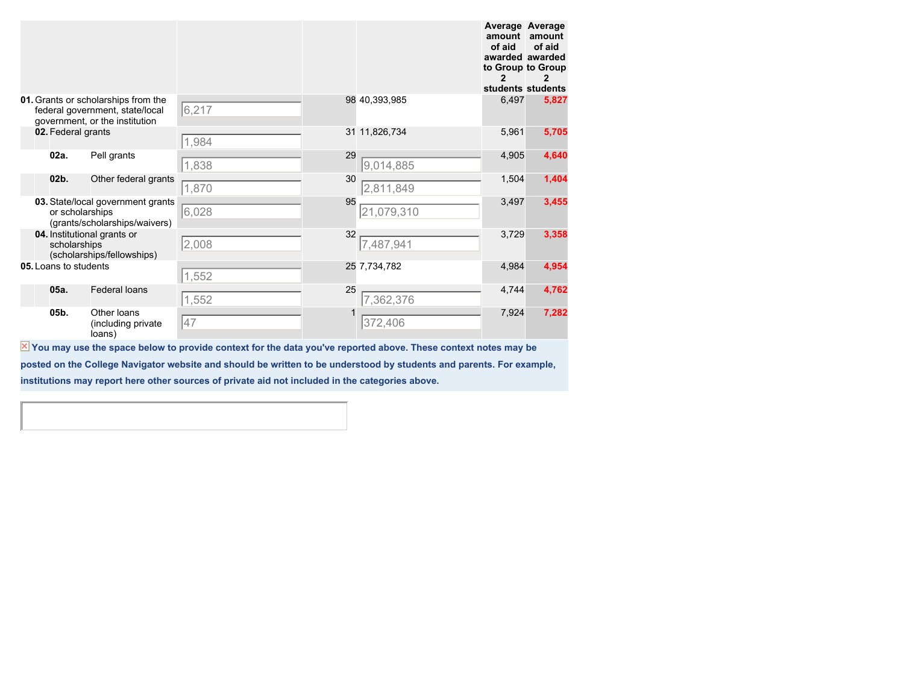| | | | | Average amount of aid awarded to Group 2 students | Average amount of aid awarded to Group 2 students |
|---|---|---|---|---|---|
| **01.** Grants or scholarships from the federal government, state/local government, or the institution | 6,217 | 98 | 40,393,985 | 6,497 | 5,827 |
| **02.** Federal grants | 1,984 | 31 | 11,826,734 | 5,961 | 5,705 |
| **02a.** Pell grants | 1,838 | 29 | 9,014,885 | 4,905 | 4,640 |
| **02b.** Other federal grants | 1,870 | 30 | 2,811,849 | 1,504 | 1,404 |
| **03.** State/local government grants or scholarships (grants/scholarships/waivers) | 6,028 | 95 | 21,079,310 | 3,497 | 3,455 |
| **04.** Institutional grants or scholarships (scholarships/fellowships) | 2,008 | 32 | 7,487,941 | 3,729 | 3,358 |
| **05.** Loans to students | 1,552 | 25 | 7,734,782 | 4,984 | 4,954 |
| **05a.** Federal loans | 1,552 | 25 | 7,362,376 | 4,744 | 4,762 |
| **05b.** Other loans (including private loans) | 47 | 1 | 372,406 | 7,924 | 7,282 |

**You may use the space below to provide context for the data you've reported above. These context notes may be posted on the College Navigator website and should be written to be understood by students and parents. For example, institutions may report here other sources of private aid not included in the categories above.**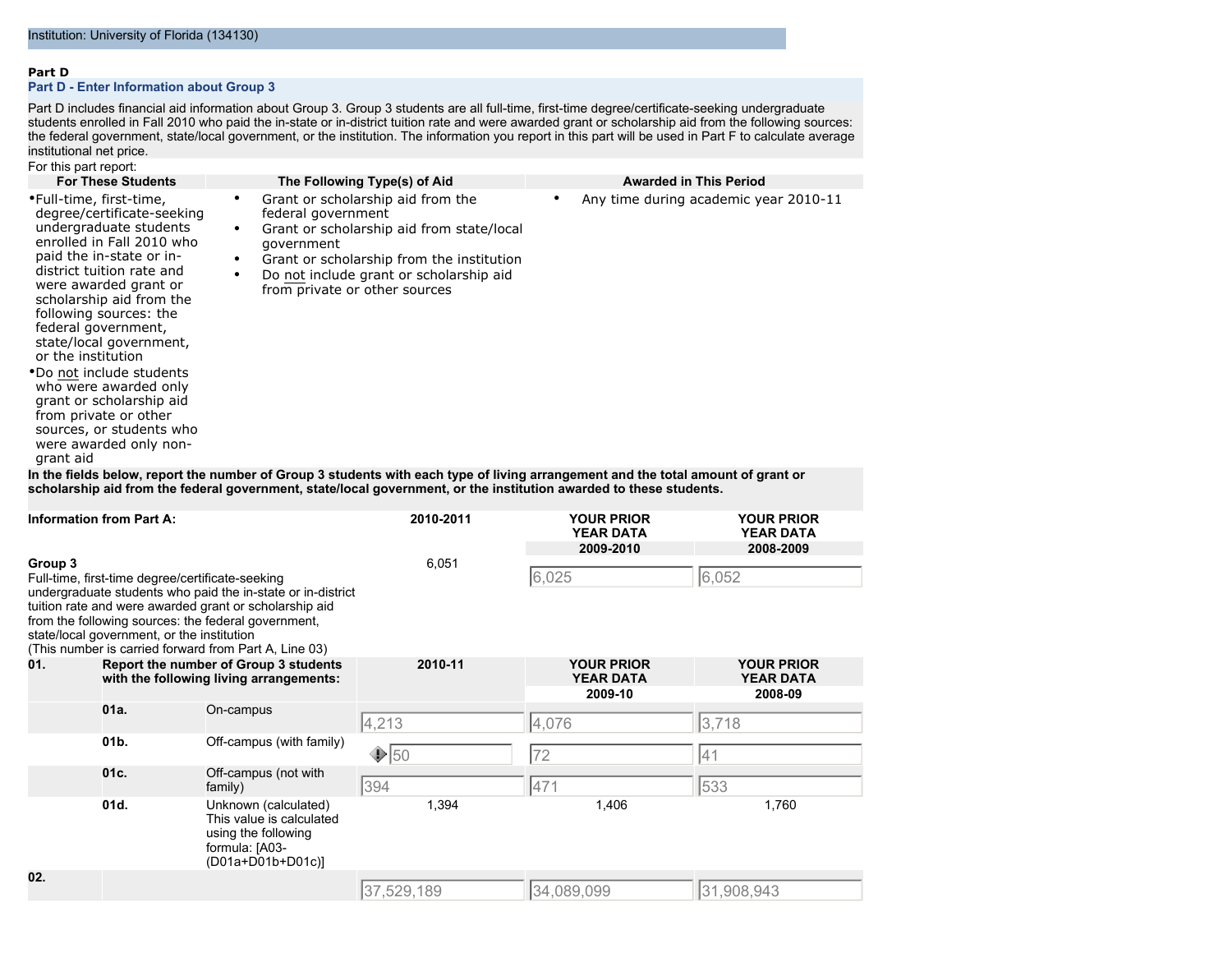Institution: University of Florida (134130)

**Part D**

## Part D - Enter Information about Group 3

Part D includes financial aid information about Group 3. Group 3 students are all full-time, first-time degree/certificate-seeking undergraduate students enrolled in Fall 2010 who paid the in-state or in-district tuition rate and were awarded grant or scholarship aid from the following sources: the federal government, state/local government, or the institution. The information you report in this part will be used in Part F to calculate average institutional net price.

For this part report:

| For These Students | The Following Type(s) of Aid | Awarded in This Period |
|---|---|---|
| • Full-time, first-time, degree/certificate-seeking undergraduate students enrolled in Fall 2010 who paid the in-state or in-district tuition rate and were awarded grant or scholarship aid from the following sources: the federal government, state/local government, or the institution<br>• Do not include students who were awarded only grant or scholarship aid from private or other sources, or students who were awarded only non-grant aid | • Grant or scholarship aid from the federal government<br>• Grant or scholarship aid from state/local government<br>• Grant or scholarship from the institution<br>• Do not include grant or scholarship aid from private or other sources | • Any time during academic year 2010-11 |

**In the fields below, report the number of Group 3 students with each type of living arrangement and the total amount of grant or scholarship aid from the federal government, state/local government, or the institution awarded to these students.**

| Information from Part A: | | | 2010-2011 | YOUR PRIOR YEAR DATA 2009-2010 | YOUR PRIOR YEAR DATA 2008-2009 |
|---|---|---|---|---|---|
| **Group 3** Full-time, first-time degree/certificate-seeking undergraduate students who paid the in-state or in-district tuition rate and were awarded grant or scholarship aid from the following sources: the federal government, state/local government, or the institution (This number is carried forward from Part A, Line 03) | | | 6,051 | 6,025 | 6,052 |
| **01.** | **Report the number of Group 3 students with the following living arrangements:** | | **2010-11** | **YOUR PRIOR YEAR DATA 2009-10** | **YOUR PRIOR YEAR DATA 2008-09** |
| | **01a.** | On-campus | 4,213 | 4,076 | 3,718 |
| | **01b.** | Off-campus (with family) | 50 | 72 | 41 |
| | **01c.** | Off-campus (not with family) | 394 | 471 | 533 |
| | **01d.** | Unknown (calculated) This value is calculated using the following formula: [A03-(D01a+D01b+D01c)] | 1,394 | 1,406 | 1,760 |
| **02.** | | | 37,529,189 | 34,089,099 | 31,908,943 |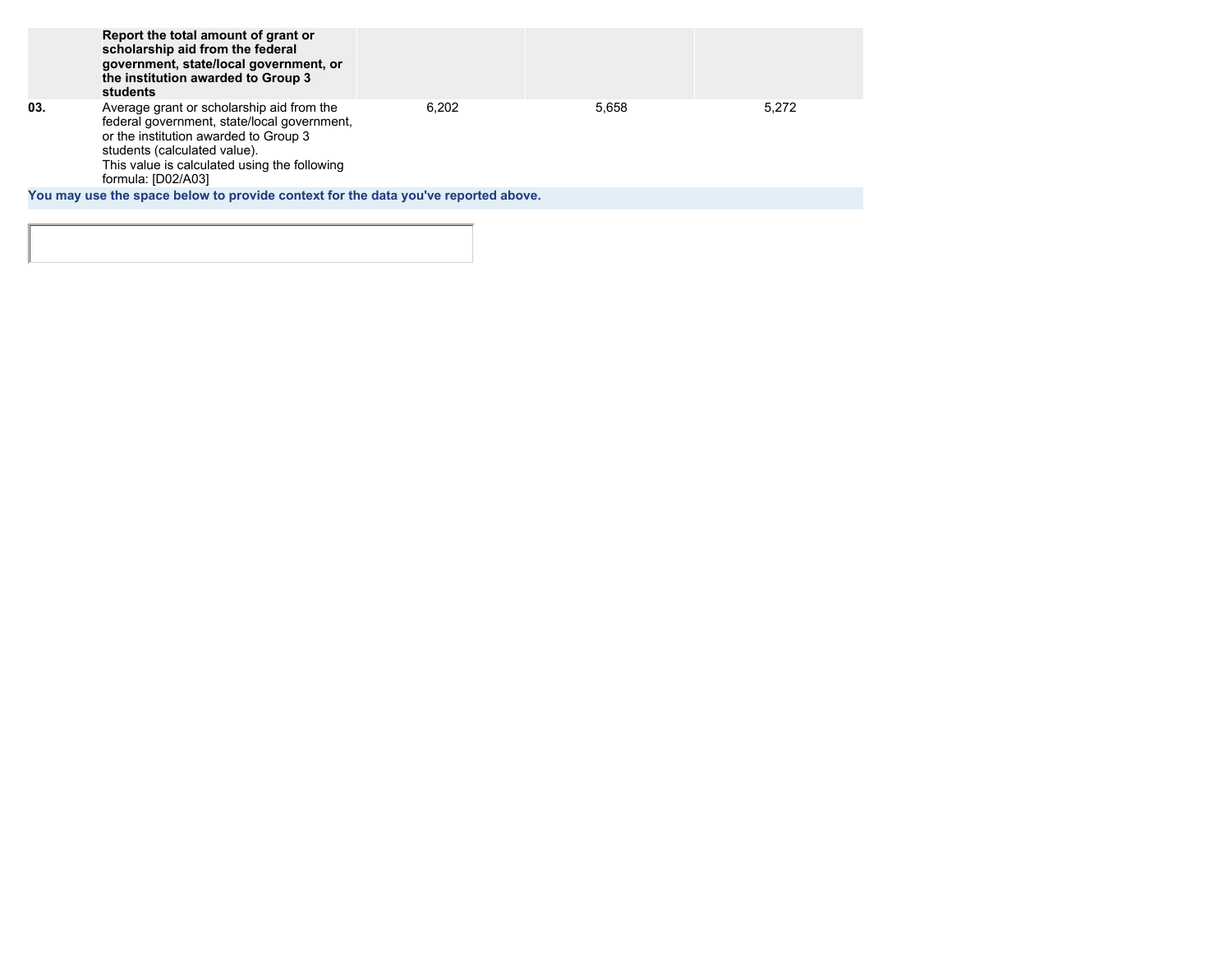| | | | | |
|---|---|---|---|---|
| | **Report the total amount of grant or scholarship aid from the federal government, state/local government, or the institution awarded to Group 3 students** | | | |
| **03.** | Average grant or scholarship aid from the federal government, state/local government, or the institution awarded to Group 3 students (calculated value). This value is calculated using the following formula: [D02/A03] | 6,202 | 5,658 | 5,272 |

**You may use the space below to provide context for the data you've reported above.**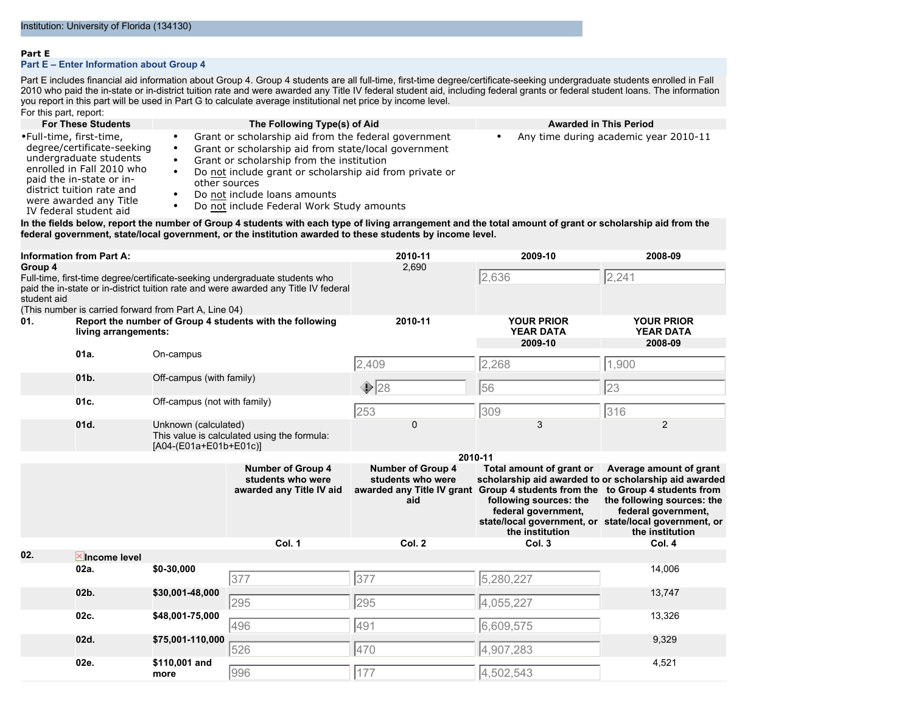Institution: University of Florida (134130)

**Part E**

## Part E – Enter Information about Group 4

Part E includes financial aid information about Group 4. Group 4 students are all full-time, first-time degree/certificate-seeking undergraduate students enrolled in Fall 2010 who paid the in-state or in-district tuition rate and were awarded any Title IV federal student aid, including federal grants or federal student loans. The information you report in this part will be used in Part G to calculate average institutional net price by income level.

For this part, report:

| For These Students | The Following Type(s) of Aid | Awarded in This Period |
|---|---|---|
| • Full-time, first-time, degree/certificate-seeking undergraduate students enrolled in Fall 2010 who paid the in-state or in-district tuition rate and were awarded any Title IV federal student aid | • Grant or scholarship aid from the federal government<br>• Grant or scholarship aid from state/local government<br>• Grant or scholarship from the institution<br>• Do not include grant or scholarship aid from private or other sources<br>• Do not include loans amounts<br>• Do not include Federal Work Study amounts | • Any time during academic year 2010-11 |

**In the fields below, report the number of Group 4 students with each type of living arrangement and the total amount of grant or scholarship aid from the federal government, state/local government, or the institution awarded to these students by income level.**

| Information from Part A: | | | 2010-11 | 2009-10 | 2008-09 |
|---|---|---|---|---|---|
| **Group 4**<br>Full-time, first-time degree/certificate-seeking undergraduate students who paid the in-state or in-district tuition rate and were awarded any Title IV federal student aid<br>(This number is carried forward from Part A, Line 04) | | | 2,690 | 2,636 | 2,241 |
| **01.** | **Report the number of Group 4 students with the following living arrangements:** | | **2010-11** | **YOUR PRIOR YEAR DATA 2009-10** | **YOUR PRIOR YEAR DATA 2008-09** |
| | **01a.** | On-campus | 2,409 | 2,268 | 1,900 |
| | **01b.** | Off-campus (with family) | 28 | 56 | 23 |
| | **01c.** | Off-campus (not with family) | 253 | 309 | 316 |
| | **01d.** | Unknown (calculated)<br>This value is calculated using the formula: [A04-(E01a+E01b+E01c)] | 0 | 3 | 2 |

**2010-11**

| | | | Number of Group 4 students who were awarded any Title IV aid | Number of Group 4 students who were awarded any Title IV grant aid | Total amount of grant or scholarship aid awarded to Group 4 students from the following sources: the federal government, state/local government, or the institution | Average amount of grant or scholarship aid awarded to Group 4 students from the following sources: the federal government, state/local government, or the institution |
|---|---|---|---|---|---|---|
| | | | **Col. 1** | **Col. 2** | **Col. 3** | **Col. 4** |
| **02.** | **Income level** | | | | | |
| | **02a.** | **$0-30,000** | 377 | 377 | 5,280,227 | 14,006 |
| | **02b.** | **$30,001-48,000** | 295 | 295 | 4,055,227 | 13,747 |
| | **02c.** | **$48,001-75,000** | 496 | 491 | 6,609,575 | 13,326 |
| | **02d.** | **$75,001-110,000** | 526 | 470 | 4,907,283 | 9,329 |
| | **02e.** | **$110,001 and more** | 996 | 177 | 4,502,543 | 4,521 |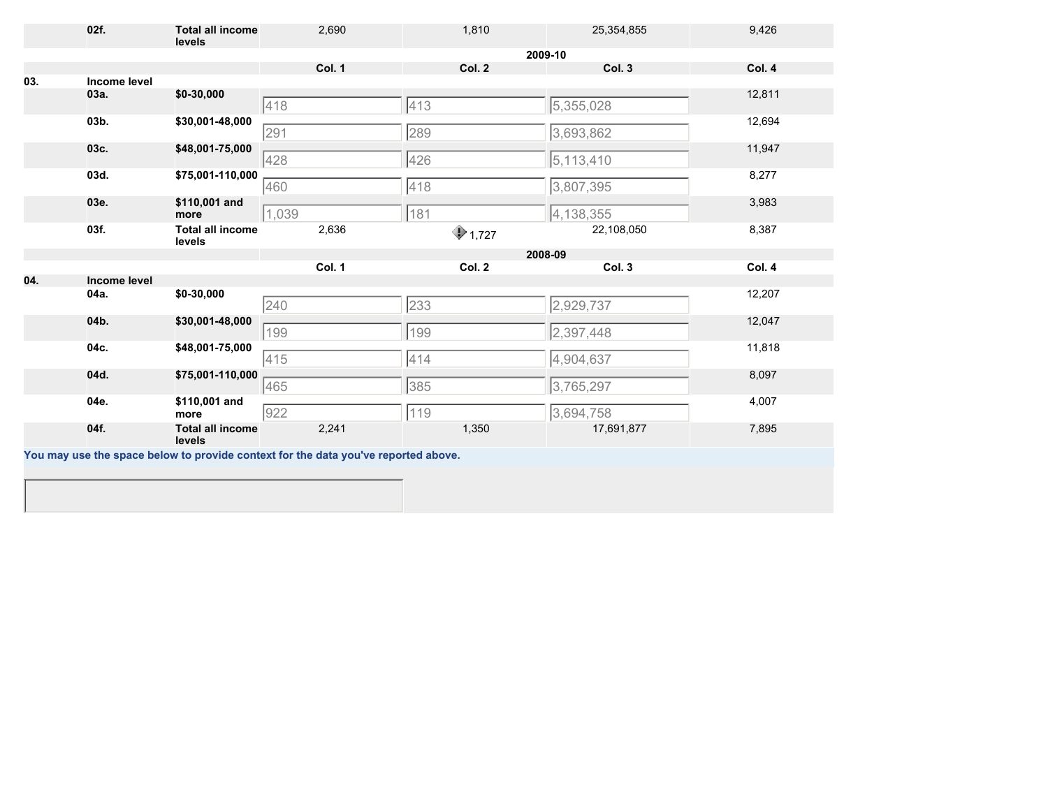| | | Col. 1 | Col. 2 | Col. 3 | Col. 4 |
|---|---|---|---|---|---|
| 02f. | Total all income levels | 2,690 | 1,810 | 25,354,855 | 9,426 |

**2009-10**

| | | | Col. 1 | Col. 2 | Col. 3 | Col. 4 |
|---|---|---|---|---|---|---|
| 03. | Income level | | | | | |
| | 03a. | $0-30,000 | 418 | 413 | 5,355,028 | 12,811 |
| | 03b. | $30,001-48,000 | 291 | 289 | 3,693,862 | 12,694 |
| | 03c. | $48,001-75,000 | 428 | 426 | 5,113,410 | 11,947 |
| | 03d. | $75,001-110,000 | 460 | 418 | 3,807,395 | 8,277 |
| | 03e. | $110,001 and more | 1,039 | 181 | 4,138,355 | 3,983 |
| | 03f. | Total all income levels | 2,636 | 1,727 | 22,108,050 | 8,387 |

**2008-09**

| | | | Col. 1 | Col. 2 | Col. 3 | Col. 4 |
|---|---|---|---|---|---|---|
| 04. | Income level | | | | | |
| | 04a. | $0-30,000 | 240 | 233 | 2,929,737 | 12,207 |
| | 04b. | $30,001-48,000 | 199 | 199 | 2,397,448 | 12,047 |
| | 04c. | $48,001-75,000 | 415 | 414 | 4,904,637 | 11,818 |
| | 04d. | $75,001-110,000 | 465 | 385 | 3,765,297 | 8,097 |
| | 04e. | $110,001 and more | 922 | 119 | 3,694,758 | 4,007 |
| | 04f. | Total all income levels | 2,241 | 1,350 | 17,691,877 | 7,895 |

**You may use the space below to provide context for the data you've reported above.**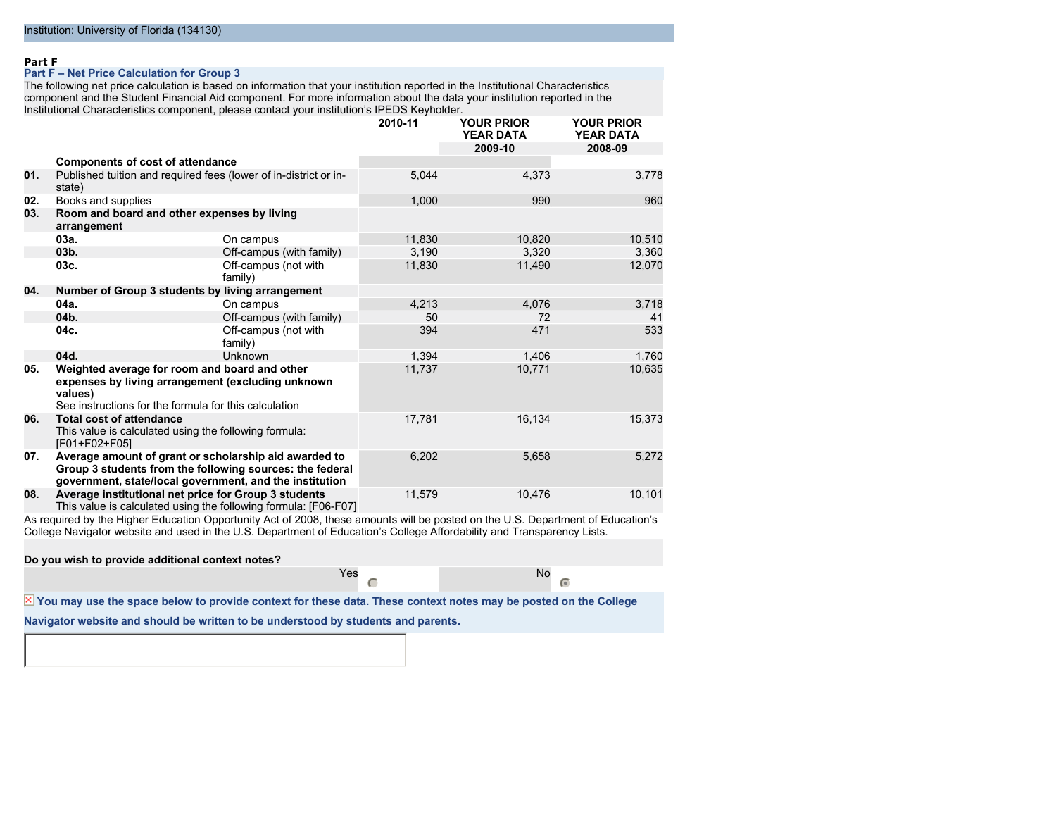Institution: University of Florida (134130)

**Part F**

**Part F – Net Price Calculation for Group 3**

The following net price calculation is based on information that your institution reported in the Institutional Characteristics component and the Student Financial Aid component. For more information about the data your institution reported in the Institutional Characteristics component, please contact your institution's IPEDS Keyholder.

| | | | 2010-11 | YOUR PRIOR YEAR DATA 2009-10 | YOUR PRIOR YEAR DATA 2008-09 |
|---|---|---|---|---|---|
| | **Components of cost of attendance** | | | | |
| 01. | Published tuition and required fees (lower of in-district or in-state) | | 5,044 | 4,373 | 3,778 |
| 02. | Books and supplies | | 1,000 | 990 | 960 |
| 03. | **Room and board and other expenses by living arrangement** | | | | |
| | 03a. | On campus | 11,830 | 10,820 | 10,510 |
| | 03b. | Off-campus (with family) | 3,190 | 3,320 | 3,360 |
| | 03c. | Off-campus (not with family) | 11,830 | 11,490 | 12,070 |
| 04. | **Number of Group 3 students by living arrangement** | | | | |
| | 04a. | On campus | 4,213 | 4,076 | 3,718 |
| | 04b. | Off-campus (with family) | 50 | 72 | 41 |
| | 04c. | Off-campus (not with family) | 394 | 471 | 533 |
| | 04d. | Unknown | 1,394 | 1,406 | 1,760 |
| 05. | **Weighted average for room and board and other expenses by living arrangement (excluding unknown values)** See instructions for the formula for this calculation | | 11,737 | 10,771 | 10,635 |
| 06. | **Total cost of attendance** This value is calculated using the following formula: [F01+F02+F05] | | 17,781 | 16,134 | 15,373 |
| 07. | **Average amount of grant or scholarship aid awarded to Group 3 students from the following sources: the federal government, state/local government, and the institution** | | 6,202 | 5,658 | 5,272 |
| 08. | **Average institutional net price for Group 3 students** This value is calculated using the following formula: [F06-F07] | | 11,579 | 10,476 | 10,101 |

As required by the Higher Education Opportunity Act of 2008, these amounts will be posted on the U.S. Department of Education's College Navigator website and used in the U.S. Department of Education's College Affordability and Transparency Lists.

**Do you wish to provide additional context notes?**

Yes ○ No ◉

**You may use the space below to provide context for these data. These context notes may be posted on the College Navigator website and should be written to be understood by students and parents.**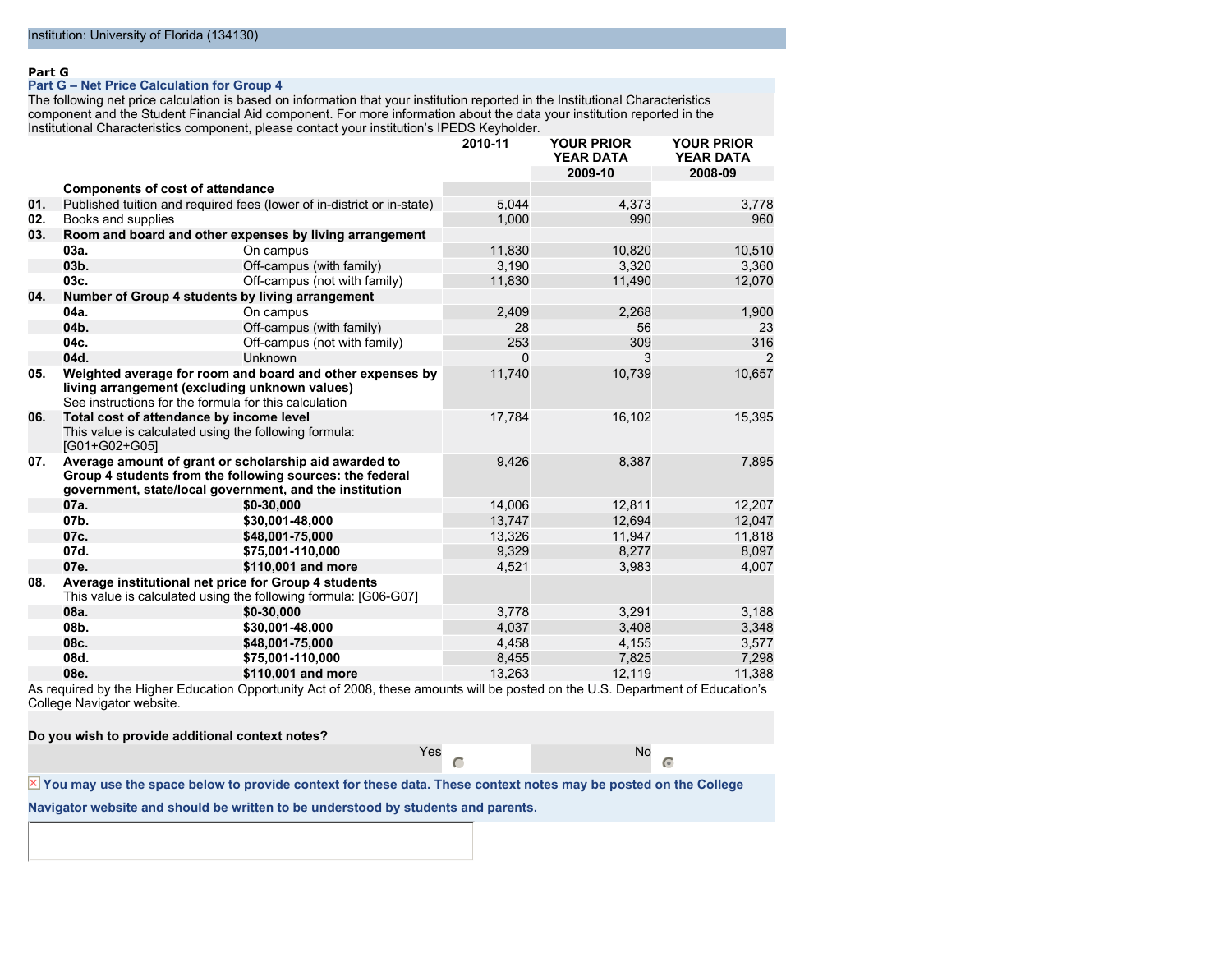Institution: University of Florida (134130)

**Part G**

**Part G – Net Price Calculation for Group 4**

The following net price calculation is based on information that your institution reported in the Institutional Characteristics component and the Student Financial Aid component. For more information about the data your institution reported in the Institutional Characteristics component, please contact your institution's IPEDS Keyholder.

| | | | 2010-11 | YOUR PRIOR YEAR DATA 2009-10 | YOUR PRIOR YEAR DATA 2008-09 |
|---|---|---|---|---|---|
| | **Components of cost of attendance** | | | | |
| **01.** | Published tuition and required fees (lower of in-district or in-state) | | 5,044 | 4,373 | 3,778 |
| **02.** | Books and supplies | | 1,000 | 990 | 960 |
| **03.** | **Room and board and other expenses by living arrangement** | | | | |
| | **03a.** | On campus | 11,830 | 10,820 | 10,510 |
| | **03b.** | Off-campus (with family) | 3,190 | 3,320 | 3,360 |
| | **03c.** | Off-campus (not with family) | 11,830 | 11,490 | 12,070 |
| **04.** | **Number of Group 4 students by living arrangement** | | | | |
| | **04a.** | On campus | 2,409 | 2,268 | 1,900 |
| | **04b.** | Off-campus (with family) | 28 | 56 | 23 |
| | **04c.** | Off-campus (not with family) | 253 | 309 | 316 |
| | **04d.** | Unknown | 0 | 3 | 2 |
| **05.** | **Weighted average for room and board and other expenses by living arrangement (excluding unknown values)** See instructions for the formula for this calculation | | 11,740 | 10,739 | 10,657 |
| **06.** | **Total cost of attendance by income level** This value is calculated using the following formula: [G01+G02+G05] | | 17,784 | 16,102 | 15,395 |
| **07.** | **Average amount of grant or scholarship aid awarded to Group 4 students from the following sources: the federal government, state/local government, and the institution** | | 9,426 | 8,387 | 7,895 |
| | **07a.** | **$0-30,000** | 14,006 | 12,811 | 12,207 |
| | **07b.** | **$30,001-48,000** | 13,747 | 12,694 | 12,047 |
| | **07c.** | **$48,001-75,000** | 13,326 | 11,947 | 11,818 |
| | **07d.** | **$75,001-110,000** | 9,329 | 8,277 | 8,097 |
| | **07e.** | **$110,001 and more** | 4,521 | 3,983 | 4,007 |
| **08.** | **Average institutional net price for Group 4 students** This value is calculated using the following formula: [G06-G07] | | | | |
| | **08a.** | **$0-30,000** | 3,778 | 3,291 | 3,188 |
| | **08b.** | **$30,001-48,000** | 4,037 | 3,408 | 3,348 |
| | **08c.** | **$48,001-75,000** | 4,458 | 4,155 | 3,577 |
| | **08d.** | **$75,001-110,000** | 8,455 | 7,825 | 7,298 |
| | **08e.** | **$110,001 and more** | 13,263 | 12,119 | 11,388 |

As required by the Higher Education Opportunity Act of 2008, these amounts will be posted on the U.S. Department of Education's College Navigator website.

**Do you wish to provide additional context notes?**

Yes ○ No ●

**You may use the space below to provide context for these data. These context notes may be posted on the College Navigator website and should be written to be understood by students and parents.**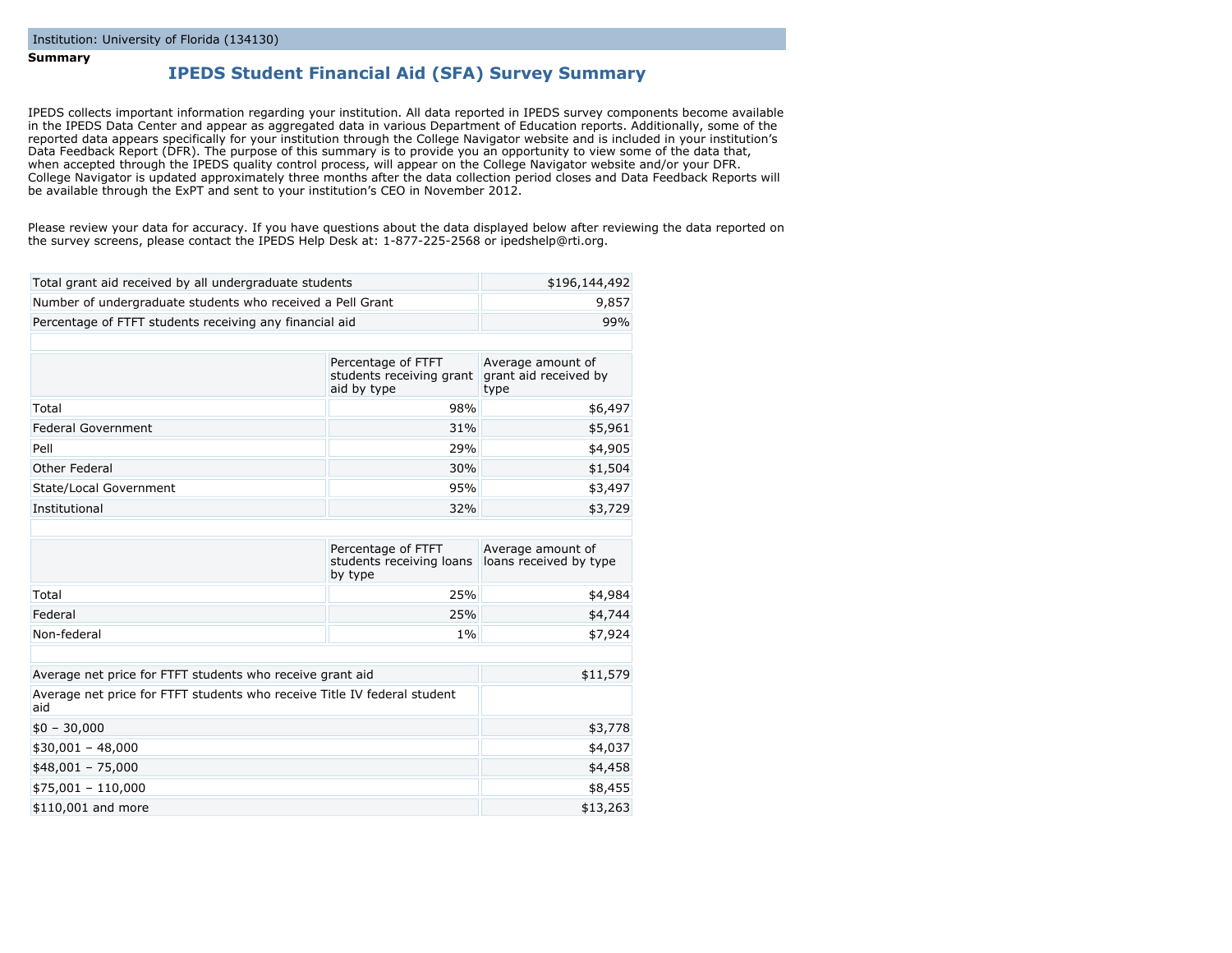Institution: University of Florida (134130)

**Summary**

## IPEDS Student Financial Aid (SFA) Survey Summary

IPEDS collects important information regarding your institution. All data reported in IPEDS survey components become available in the IPEDS Data Center and appear as aggregated data in various Department of Education reports. Additionally, some of the reported data appears specifically for your institution through the College Navigator website and is included in your institution's Data Feedback Report (DFR). The purpose of this summary is to provide you an opportunity to view some of the data that, when accepted through the IPEDS quality control process, will appear on the College Navigator website and/or your DFR. College Navigator is updated approximately three months after the data collection period closes and Data Feedback Reports will be available through the ExPT and sent to your institution's CEO in November 2012.

Please review your data for accuracy. If you have questions about the data displayed below after reviewing the data reported on the survey screens, please contact the IPEDS Help Desk at: 1-877-225-2568 or ipedshelp@rti.org.

| | |
|---|---|
| Total grant aid received by all undergraduate students | $196,144,492 |
| Number of undergraduate students who received a Pell Grant | 9,857 |
| Percentage of FTFT students receiving any financial aid | 99% |

| | Percentage of FTFT students receiving grant aid by type | Average amount of grant aid received by type |
|---|---|---|
| Total | 98% | $6,497 |
| Federal Government | 31% | $5,961 |
| Pell | 29% | $4,905 |
| Other Federal | 30% | $1,504 |
| State/Local Government | 95% | $3,497 |
| Institutional | 32% | $3,729 |

| | Percentage of FTFT students receiving loans by type | Average amount of loans received by type |
|---|---|---|
| Total | 25% | $4,984 |
| Federal | 25% | $4,744 |
| Non-federal | 1% | $7,924 |

| | |
|---|---|
| Average net price for FTFT students who receive grant aid | $11,579 |
| Average net price for FTFT students who receive Title IV federal student aid | |
| $0 – 30,000 | $3,778 |
| $30,001 – 48,000 | $4,037 |
| $48,001 – 75,000 | $4,458 |
| $75,001 – 110,000 | $8,455 |
| $110,001 and more | $13,263 |